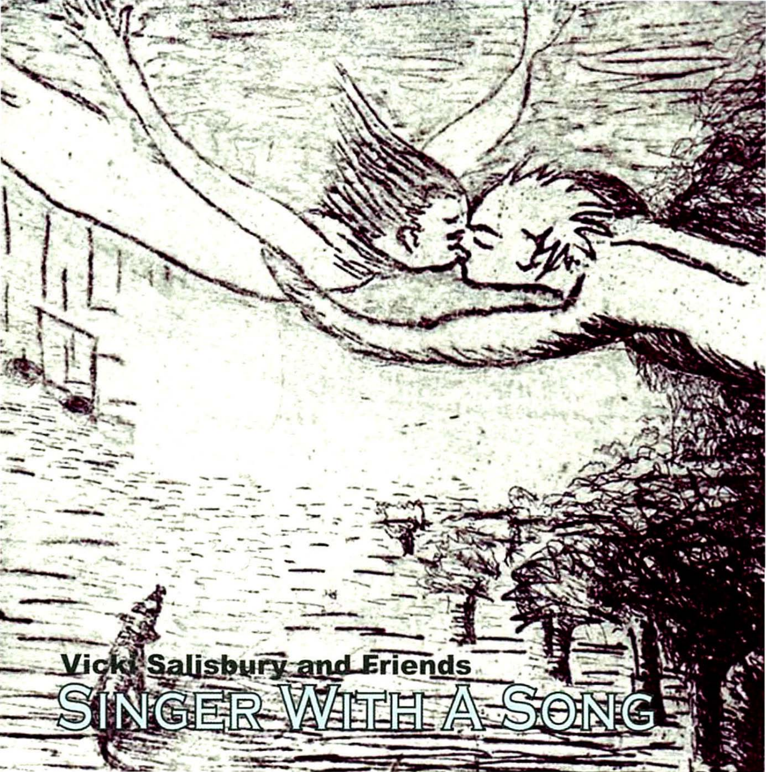Vicki Salisbury and Friends

# SINGER WITH A SONG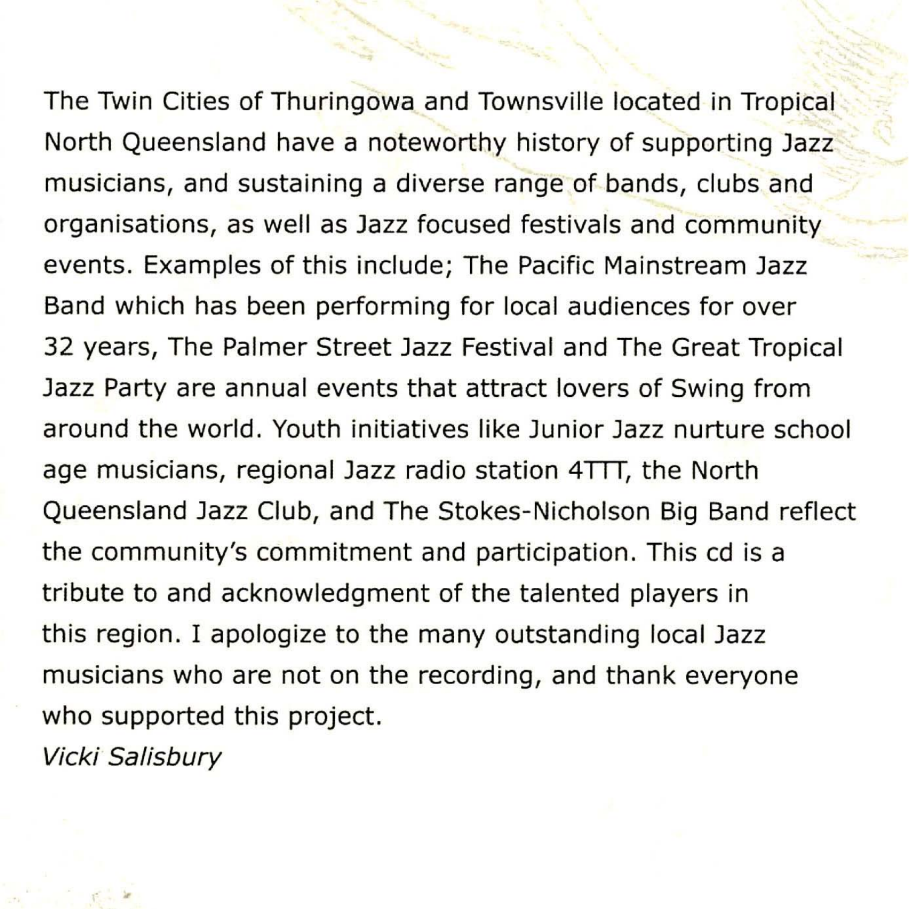The Twin Cities of Thuringowa and Townsville located in Tropical North Queensland have a noteworthy history of supporting Jazz musicians, and sustaining a diverse range of bands, clubs and organisations, as well as Jazz focused festivals and community events. Examples of this include; The Pacific Mainstream Jazz Band which has been performing for local audiences for over 32 years, The Palmer Street Jazz Festival and The Great Tropical Jazz Party are annual events that attract lovers of Swing from around the world. Youth initiatives like Junior Jazz nurture school age musicians, regional Jazz radio station 4TTT, the North Queensland Jazz Club, and The Stokes-Nicholson Big Band reflect the community's commitment and participation. This cd is a tribute to and acknowledgment of the talented players in this region. I apologize to the many outstanding local Jazz musicians who are not on the recording, and thank everyone who supported this project.

*Vicki Salisbury*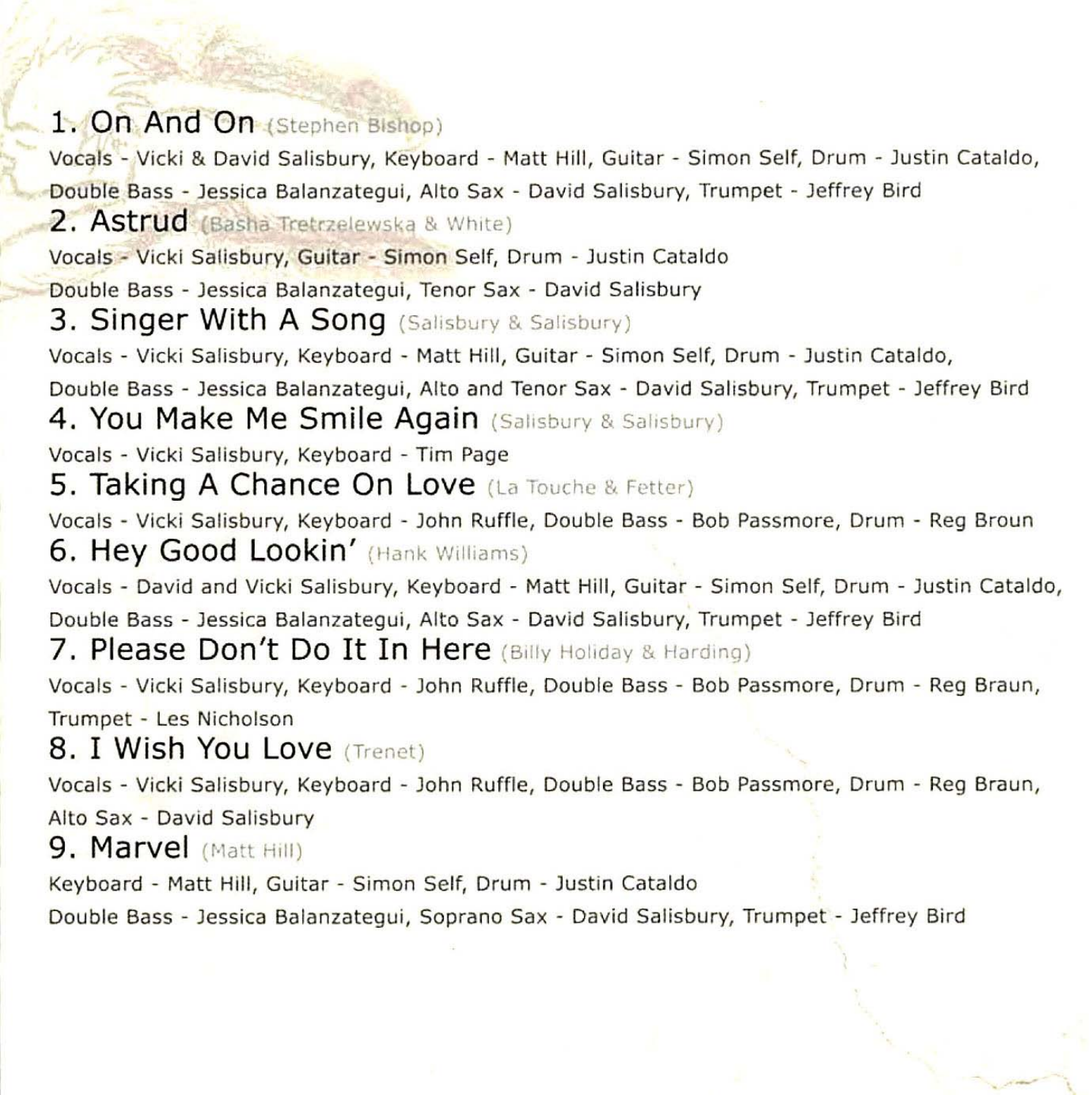## 1. On And On (Stephen Bishop)

Vocals - Vicki & David Salisbury, Keyboard - Matt Hill, Guitar - Simon Self, Drum - Justin Cataldo, Double Bass - Jessica Balanzategui, Alto Sax - David Salisbury, Trumpet - Jeffrey Bird

## 2. Astrud (Basha Tretrzelewska & White)

Vocals - Vicki Salisbury, Guitar - Simon Self, Drum - Justin Cataldo
Double Bass - Jessica Balanzategui, Tenor Sax - David Salisbury

## 3. Singer With A Song (Salisbury & Salisbury)

Vocals - Vicki Salisbury, Keyboard - Matt Hill, Guitar - Simon Self, Drum - Justin Cataldo, Double Bass - Jessica Balanzategui, Alto and Tenor Sax - David Salisbury, Trumpet - Jeffrey Bird

## 4. You Make Me Smile Again (Salisbury & Salisbury)

Vocals - Vicki Salisbury, Keyboard - Tim Page

## 5. Taking A Chance On Love (La Touche & Fetter)

Vocals - Vicki Salisbury, Keyboard - John Ruffle, Double Bass - Bob Passmore, Drum - Reg Broun

## 6. Hey Good Lookin' (Hank Williams)

Vocals - David and Vicki Salisbury, Keyboard - Matt Hill, Guitar - Simon Self, Drum - Justin Cataldo, Double Bass - Jessica Balanzategui, Alto Sax - David Salisbury, Trumpet - Jeffrey Bird

## 7. Please Don't Do It In Here (Billy Holiday & Harding)

Vocals - Vicki Salisbury, Keyboard - John Ruffle, Double Bass - Bob Passmore, Drum - Reg Braun, Trumpet - Les Nicholson

## 8. I Wish You Love (Trenet)

Vocals - Vicki Salisbury, Keyboard - John Ruffle, Double Bass - Bob Passmore, Drum - Reg Braun, Alto Sax - David Salisbury

## 9. Marvel (Matt Hill)

Keyboard - Matt Hill, Guitar - Simon Self, Drum - Justin Cataldo
Double Bass - Jessica Balanzategui, Soprano Sax - David Salisbury, Trumpet - Jeffrey Bird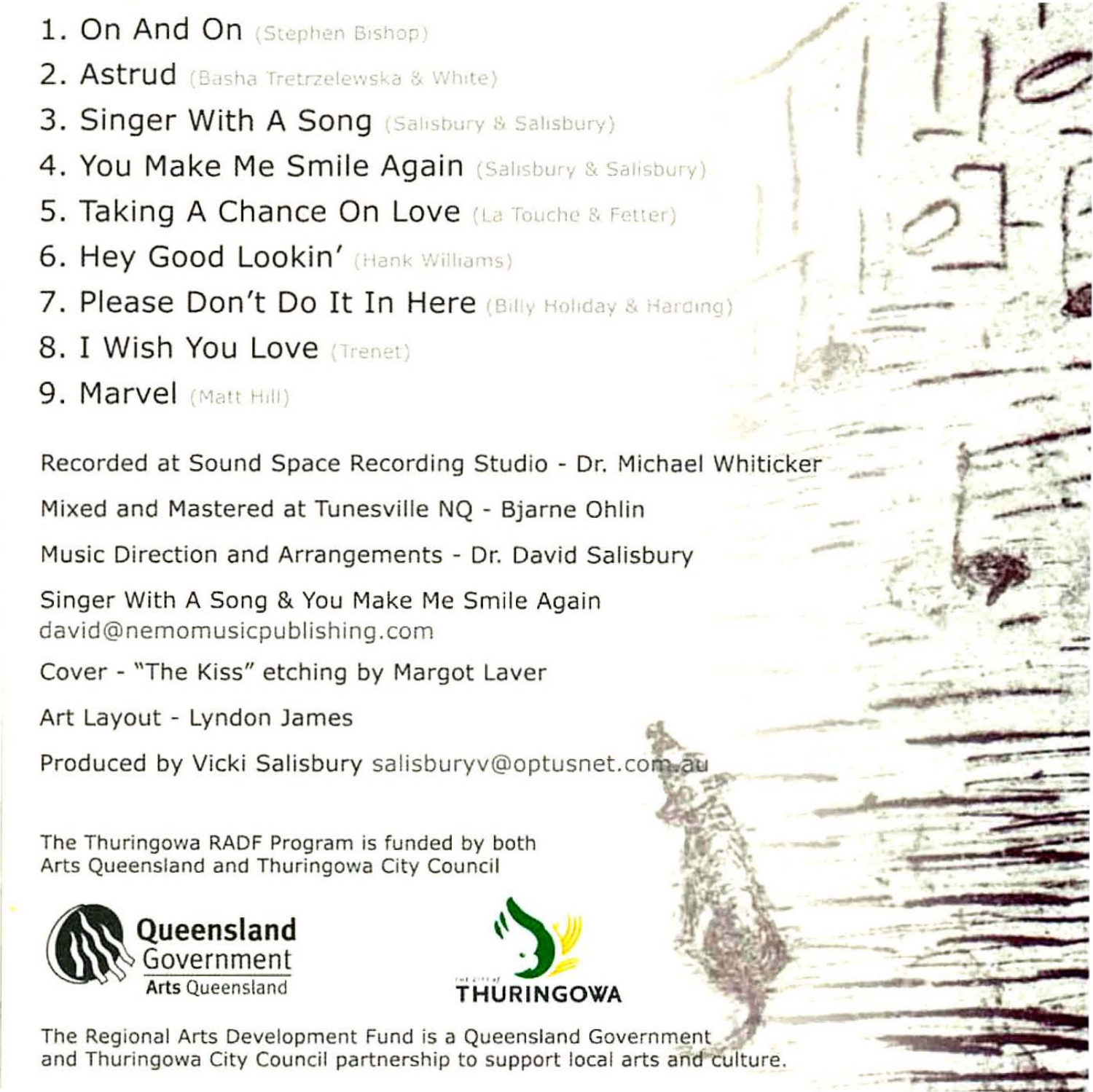1. On And On (Stephen Bishop)
2. Astrud (Basha Tretrzelewska & White)
3. Singer With A Song (Salisbury & Salisbury)
4. You Make Me Smile Again (Salisbury & Salisbury)
5. Taking A Chance On Love (La Touche & Fetter)
6. Hey Good Lookin' (Hank Williams)
7. Please Don't Do It In Here (Billy Holiday & Harding)
8. I Wish You Love (Trenet)
9. Marvel (Matt Hill)

Recorded at Sound Space Recording Studio - Dr. Michael Whiticker

Mixed and Mastered at Tunesville NQ - Bjarne Ohlin

Music Direction and Arrangements - Dr. David Salisbury

Singer With A Song & You Make Me Smile Again
david@nemomusicpublishing.com

Cover - "The Kiss" etching by Margot Laver

Art Layout - Lyndon James

Produced by Vicki Salisbury salisburyv@optusnet.com.au

The Thuringowa RADF Program is funded by both
Arts Queensland and Thuringowa City Council

Queensland Government
Arts Queensland

THURINGOWA

The Regional Arts Development Fund is a Queensland Government
and Thuringowa City Council partnership to support local arts and culture.